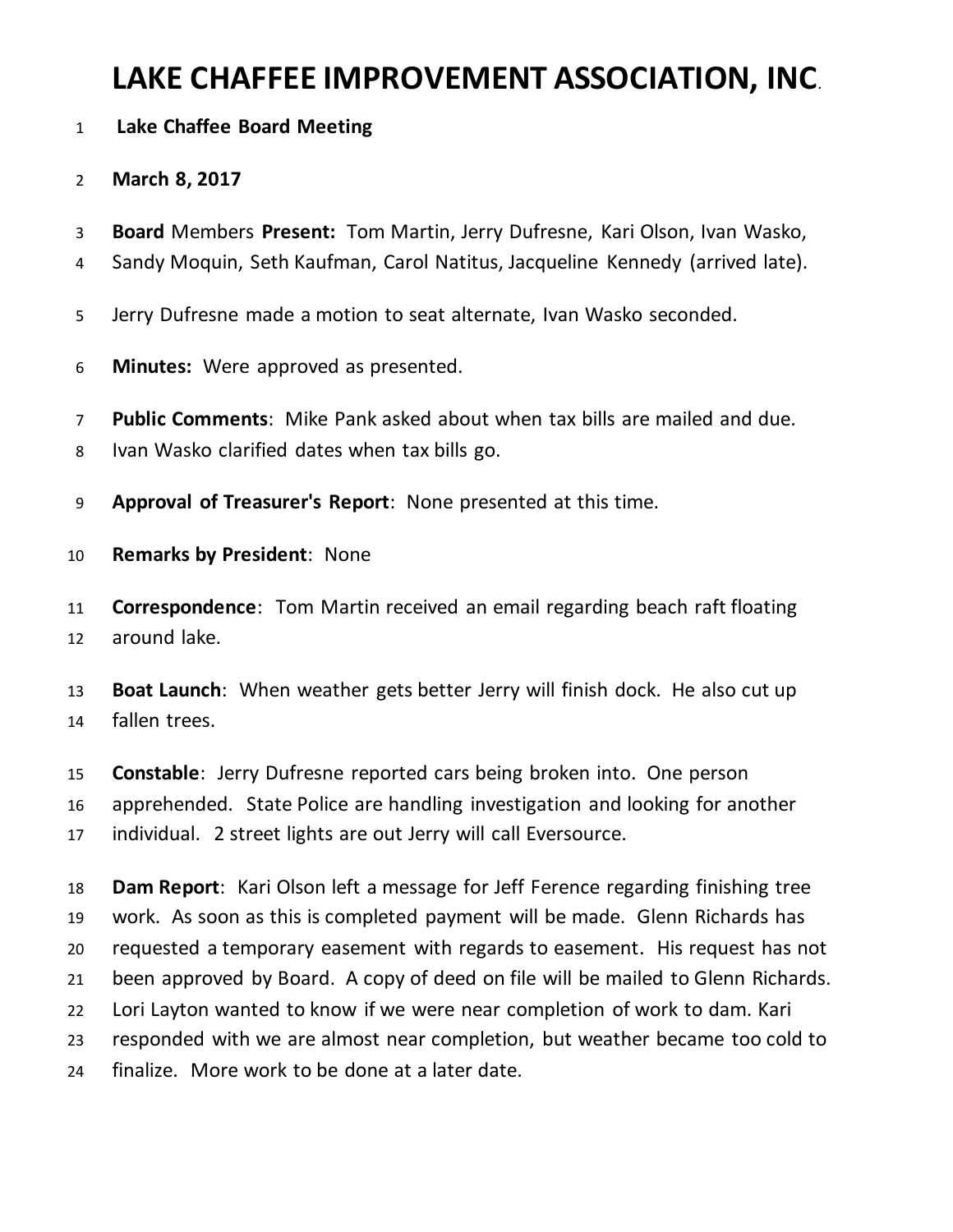# LAKE CHAFFEE IMPROVEMENT ASSOCIATION, INC.

**Lake Chaffee Board Meeting**

**March 8, 2017**

**Board** Members **Present:** Tom Martin, Jerry Dufresne, Kari Olson, Ivan Wasko, Sandy Moquin, Seth Kaufman, Carol Natitus, Jacqueline Kennedy (arrived late).

Jerry Dufresne made a motion to seat alternate, Ivan Wasko seconded.

**Minutes:** Were approved as presented.

**Public Comments**: Mike Pank asked about when tax bills are mailed and due. Ivan Wasko clarified dates when tax bills go.

**Approval of Treasurer's Report**: None presented at this time.

**Remarks by President**: None

**Correspondence**: Tom Martin received an email regarding beach raft floating around lake.

**Boat Launch**: When weather gets better Jerry will finish dock. He also cut up fallen trees.

**Constable**: Jerry Dufresne reported cars being broken into. One person apprehended. State Police are handling investigation and looking for another individual. 2 street lights are out Jerry will call Eversource.

**Dam Report**: Kari Olson left a message for Jeff Ference regarding finishing tree work. As soon as this is completed payment will be made. Glenn Richards has requested a temporary easement with regards to easement. His request has not been approved by Board. A copy of deed on file will be mailed to Glenn Richards. Lori Layton wanted to know if we were near completion of work to dam. Kari responded with we are almost near completion, but weather became too cold to finalize. More work to be done at a later date.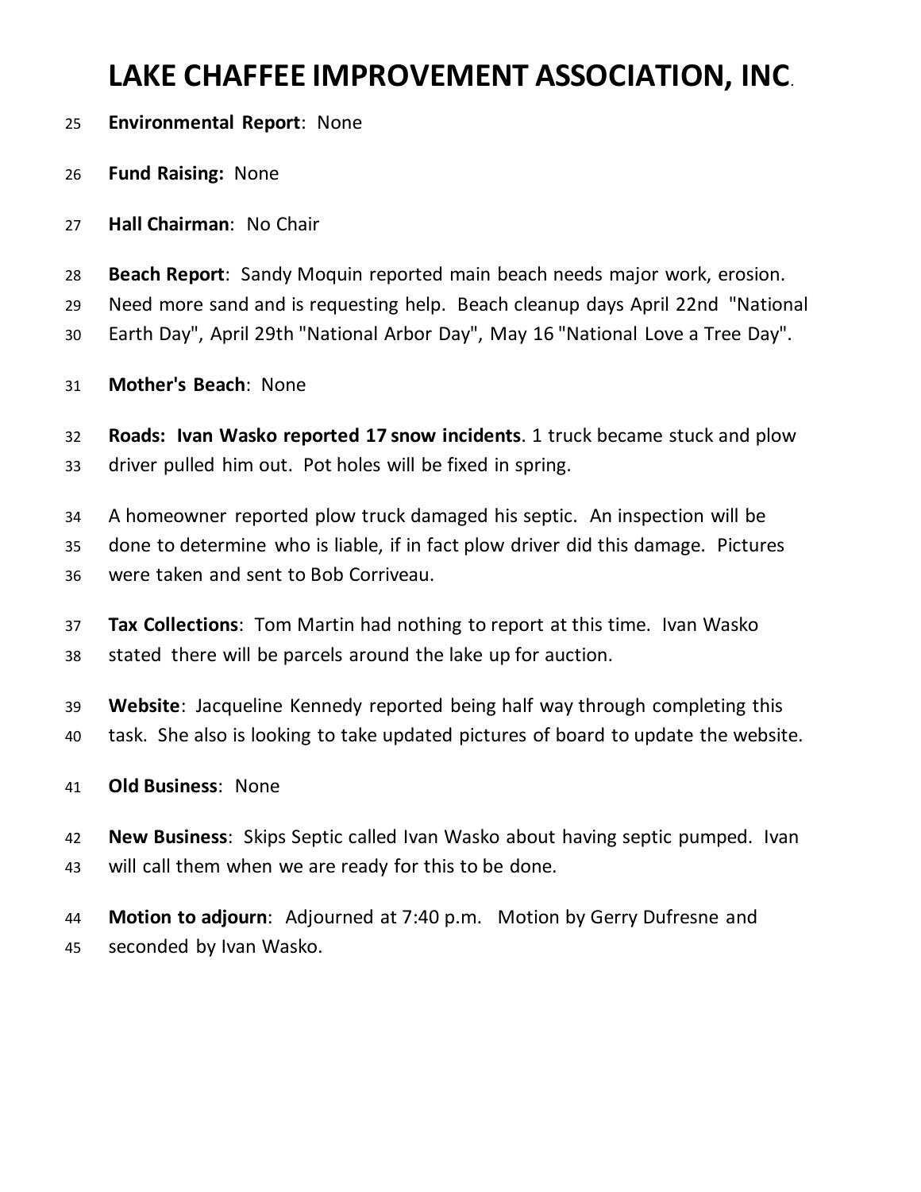# LAKE CHAFFEE IMPROVEMENT ASSOCIATION, INC.

**Environmental Report**: None

**Fund Raising:** None

**Hall Chairman**: No Chair

**Beach Report**: Sandy Moquin reported main beach needs major work, erosion. Need more sand and is requesting help. Beach cleanup days April 22nd "National Earth Day", April 29th "National Arbor Day", May 16 "National Love a Tree Day".

**Mother's Beach**: None

**Roads: Ivan Wasko reported 17 snow incidents**. 1 truck became stuck and plow driver pulled him out. Pot holes will be fixed in spring.

A homeowner reported plow truck damaged his septic. An inspection will be done to determine who is liable, if in fact plow driver did this damage. Pictures were taken and sent to Bob Corriveau.

**Tax Collections**: Tom Martin had nothing to report at this time. Ivan Wasko stated there will be parcels around the lake up for auction.

**Website**: Jacqueline Kennedy reported being half way through completing this task. She also is looking to take updated pictures of board to update the website.

**Old Business**: None

**New Business**: Skips Septic called Ivan Wasko about having septic pumped. Ivan will call them when we are ready for this to be done.

**Motion to adjourn**: Adjourned at 7:40 p.m. Motion by Gerry Dufresne and seconded by Ivan Wasko.